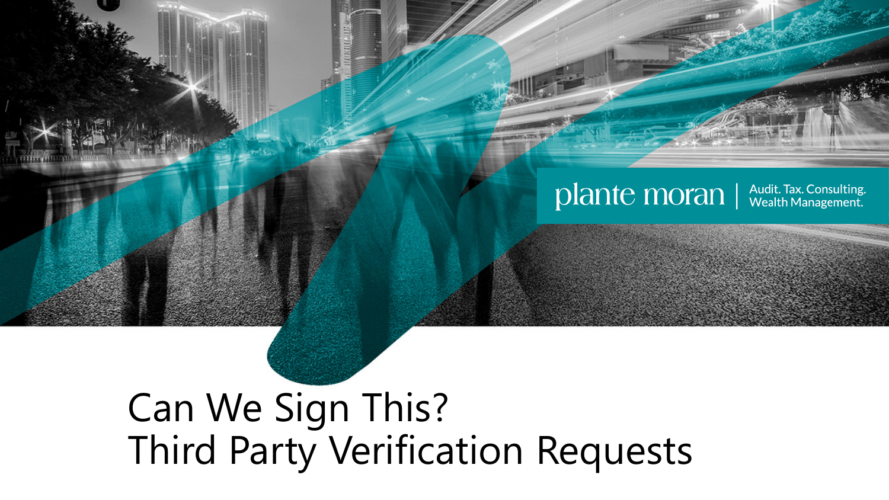plante moran | Audit. Tax. Consulting. Wealth Management.

# Can We Sign This?
# Third Party Verification Requests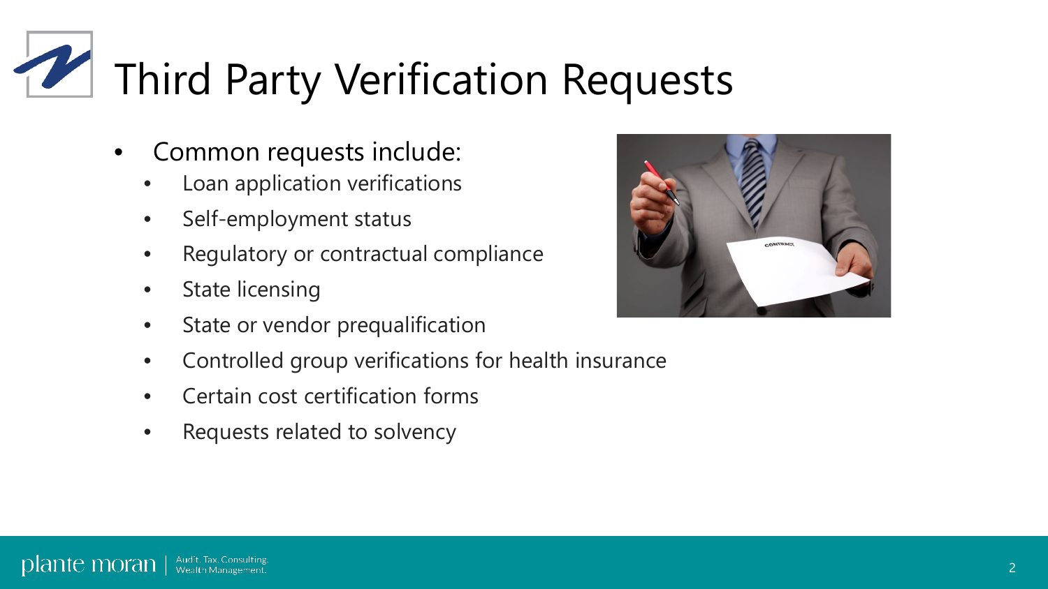# Third Party Verification Requests

- Common requests include:
  - Loan application verifications
  - Self-employment status
  - Regulatory or contractual compliance
  - State licensing
  - State or vendor prequalification
  - Controlled group verifications for health insurance
  - Certain cost certification forms
  - Requests related to solvency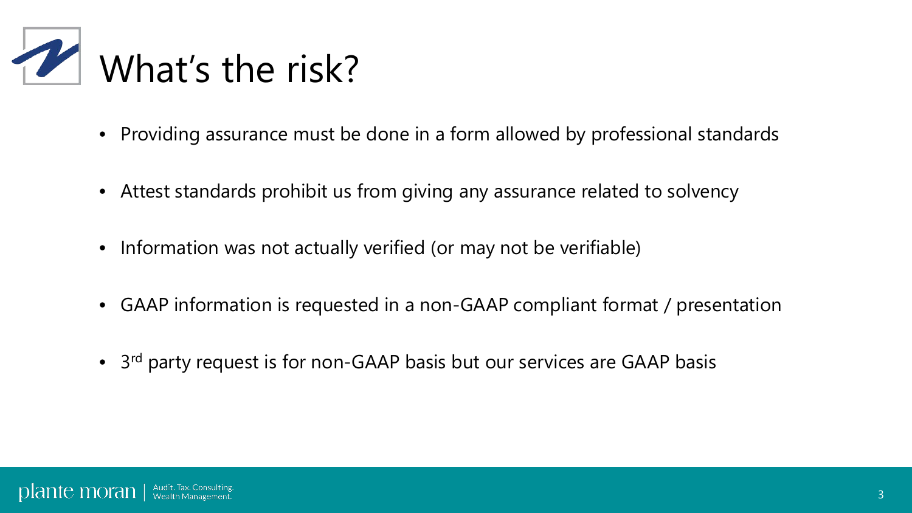# What's the risk?

- Providing assurance must be done in a form allowed by professional standards
- Attest standards prohibit us from giving any assurance related to solvency
- Information was not actually verified (or may not be verifiable)
- GAAP information is requested in a non-GAAP compliant format / presentation
- 3rd party request is for non-GAAP basis but our services are GAAP basis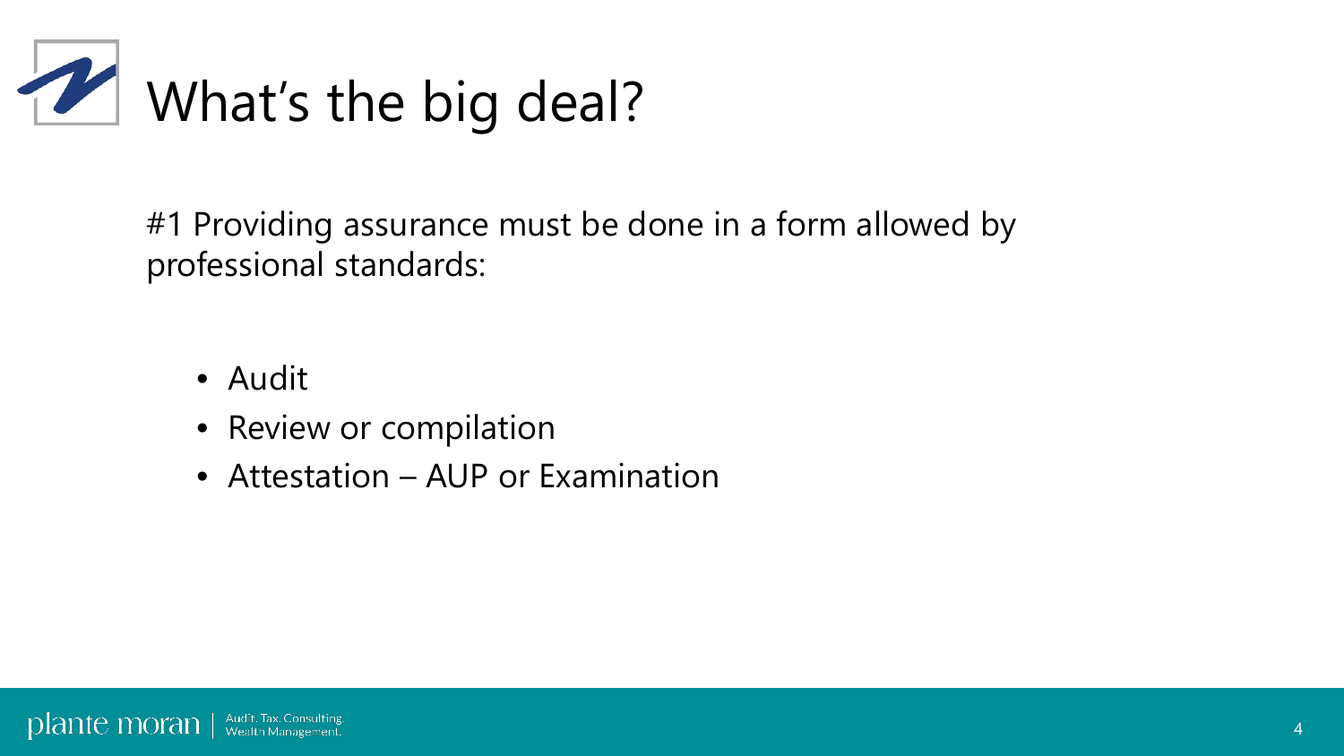# What's the big deal?

#1 Providing assurance must be done in a form allowed by professional standards:

- Audit
- Review or compilation
- Attestation – AUP or Examination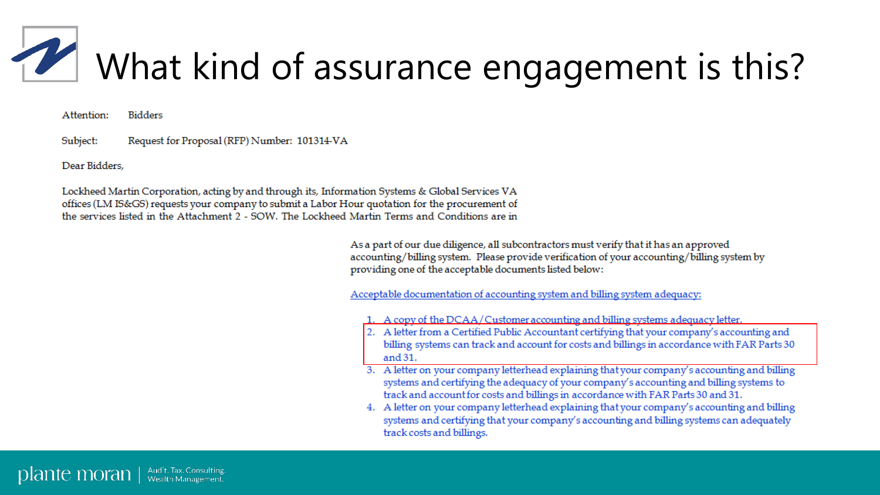# What kind of assurance engagement is this?

Attention: Bidders

Subject: Request for Proposal (RFP) Number: 101314-VA

Dear Bidders,

Lockheed Martin Corporation, acting by and through its, Information Systems & Global Services VA offices (LM IS&GS) requests your company to submit a Labor Hour quotation for the procurement of the services listed in the Attachment 2 - SOW. The Lockheed Martin Terms and Conditions are in

As a part of our due diligence, all subcontractors must verify that it has an approved accounting/billing system. Please provide verification of your accounting/billing system by providing one of the acceptable documents listed below:

Acceptable documentation of accounting system and billing system adequacy:

1. A copy of the DCAA/Customer accounting and billing systems adequacy letter.
2. A letter from a Certified Public Accountant certifying that your company's accounting and billing systems can track and account for costs and billings in accordance with FAR Parts 30 and 31.
3. A letter on your company letterhead explaining that your company's accounting and billing systems and certifying the adequacy of your company's accounting and billing systems to track and account for costs and billings in accordance with FAR Parts 30 and 31.
4. A letter on your company letterhead explaining that your company's accounting and billing systems and certifying that your company's accounting and billing systems can adequately track costs and billings.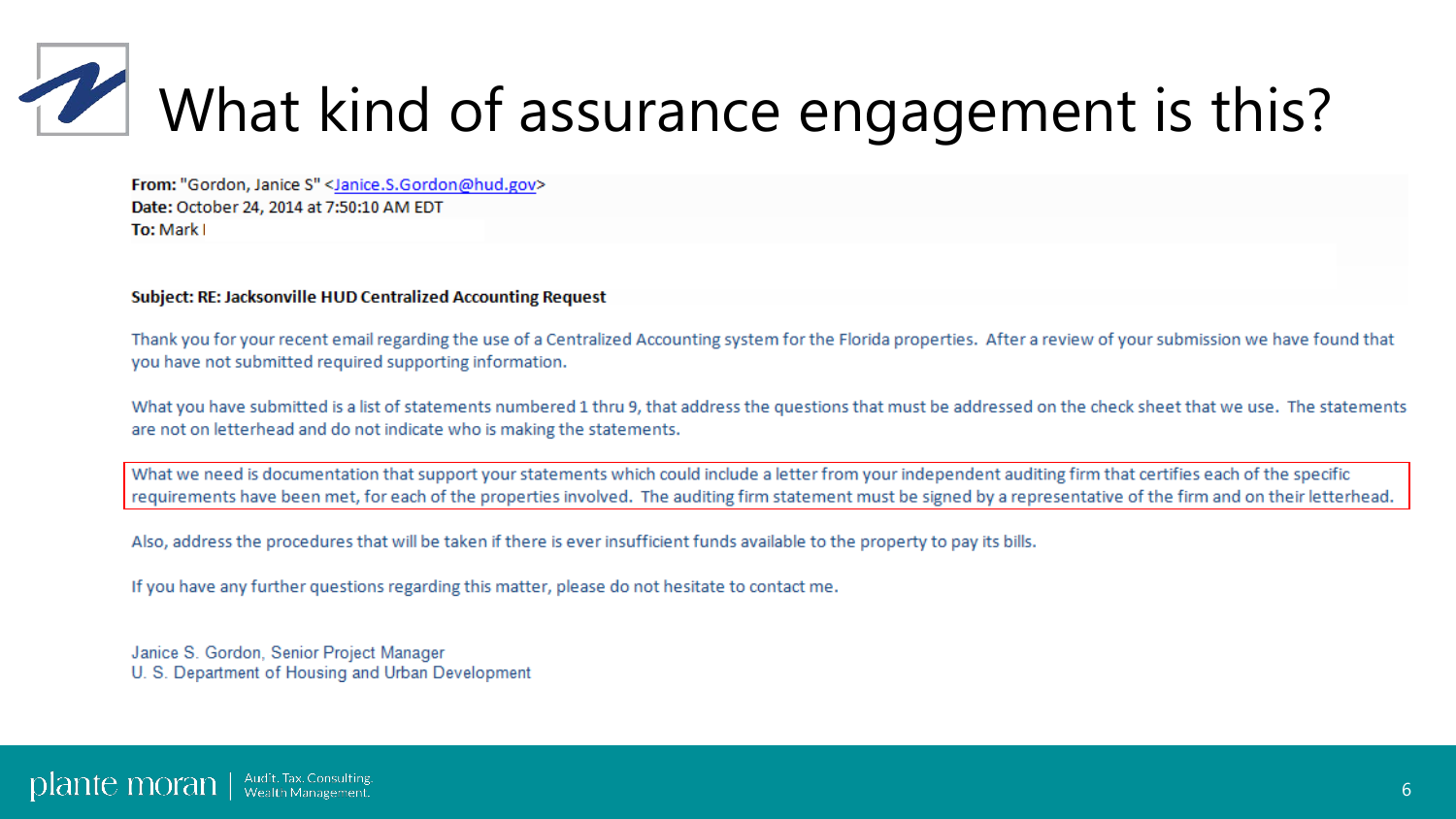# What kind of assurance engagement is this?

**From:** "Gordon, Janice S" <Janice.S.Gordon@hud.gov>
**Date:** October 24, 2014 at 7:50:10 AM EDT
**To:** Mark I

**Subject: RE: Jacksonville HUD Centralized Accounting Request**

Thank you for your recent email regarding the use of a Centralized Accounting system for the Florida properties. After a review of your submission we have found that you have not submitted required supporting information.

What you have submitted is a list of statements numbered 1 thru 9, that address the questions that must be addressed on the check sheet that we use. The statements are not on letterhead and do not indicate who is making the statements.

What we need is documentation that support your statements which could include a letter from your independent auditing firm that certifies each of the specific requirements have been met, for each of the properties involved. The auditing firm statement must be signed by a representative of the firm and on their letterhead.

Also, address the procedures that will be taken if there is ever insufficient funds available to the property to pay its bills.

If you have any further questions regarding this matter, please do not hesitate to contact me.

Janice S. Gordon, Senior Project Manager
U. S. Department of Housing and Urban Development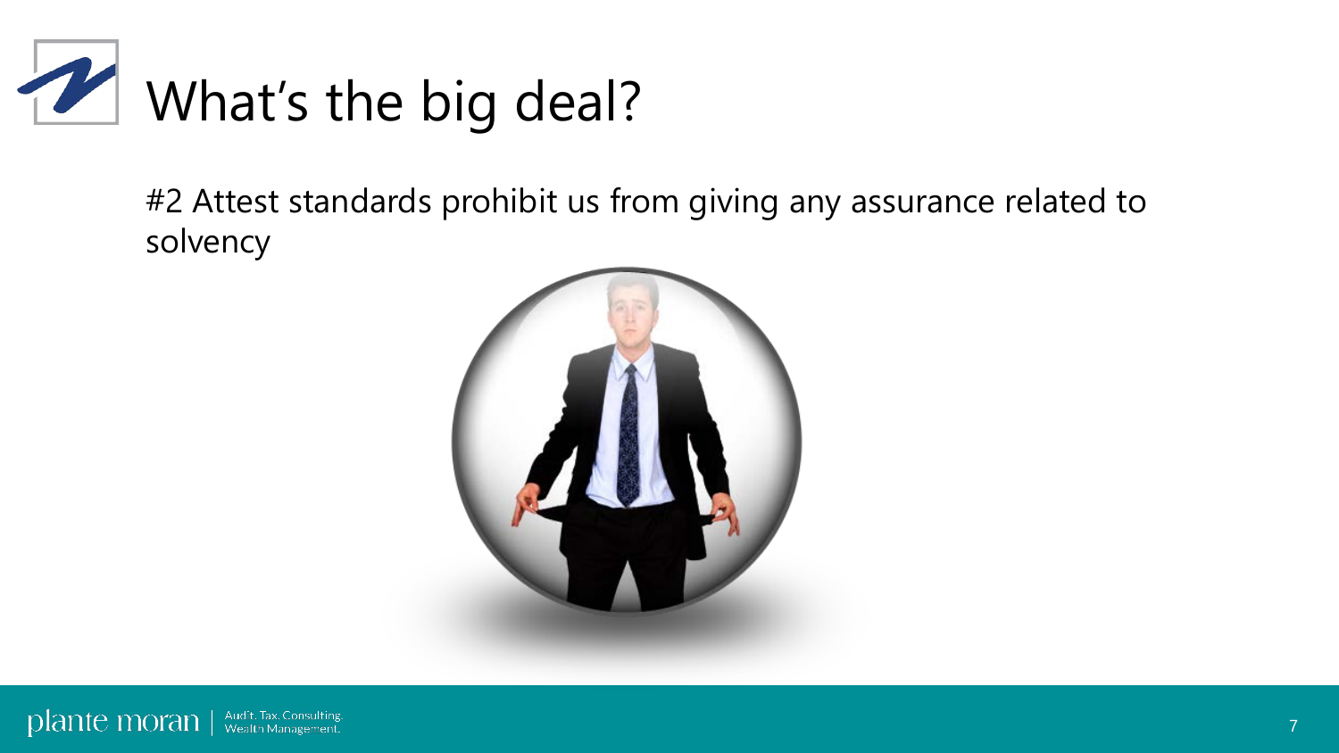# What's the big deal?

#2 Attest standards prohibit us from giving any assurance related to solvency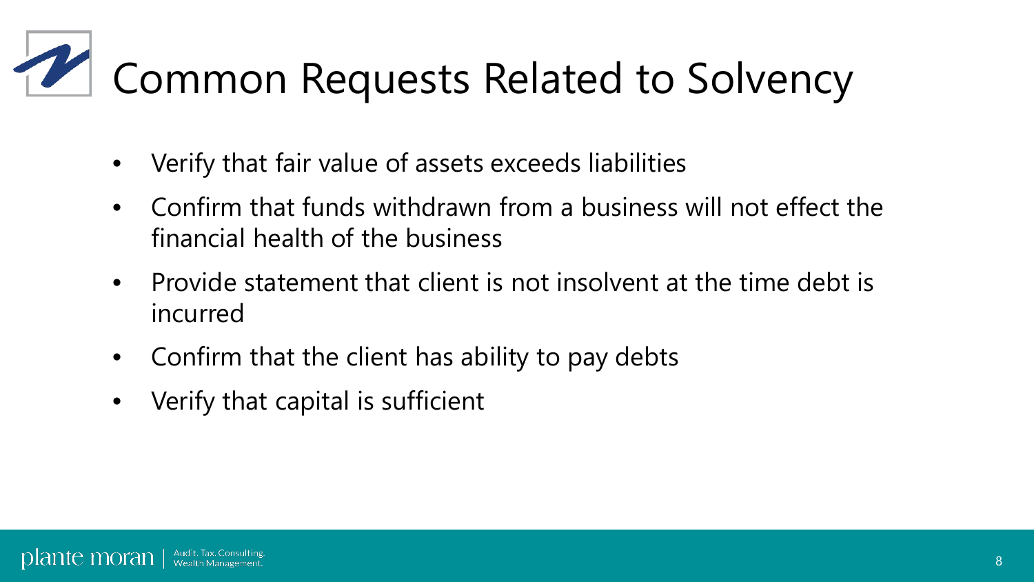# Common Requests Related to Solvency

- Verify that fair value of assets exceeds liabilities
- Confirm that funds withdrawn from a business will not effect the financial health of the business
- Provide statement that client is not insolvent at the time debt is incurred
- Confirm that the client has ability to pay debts
- Verify that capital is sufficient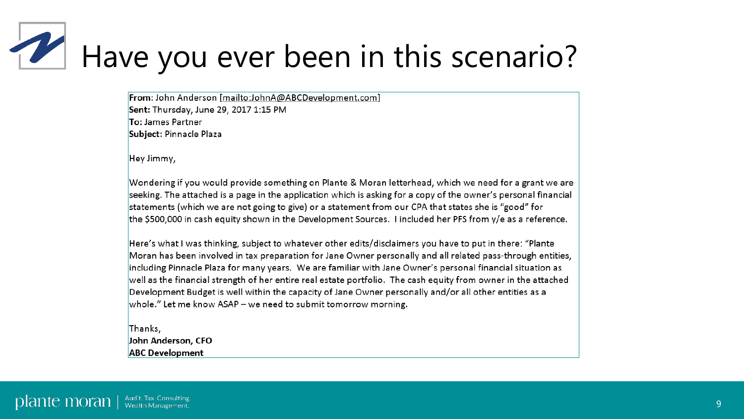# Have you ever been in this scenario?

**From**: John Anderson [mailto:JohnA@ABCDevelopment.com]
**Sent:** Thursday, June 29, 2017 1:15 PM
**To:** James Partner
**Subject**: Pinnacle Plaza

Hey Jimmy,

Wondering if you would provide something on Plante & Moran letterhead, which we need for a grant we are seeking. The attached is a page in the application which is asking for a copy of the owner's personal financial statements (which we are not going to give) or a statement from our CPA that states she is "good" for the $500,000 in cash equity shown in the Development Sources. I included her PFS from y/e as a reference.

Here's what I was thinking, subject to whatever other edits/disclaimers you have to put in there: "Plante Moran has been involved in tax preparation for Jane Owner personally and all related pass-through entities, including Pinnacle Plaza for many years. We are familiar with Jane Owner's personal financial situation as well as the financial strength of her entire real estate portfolio. The cash equity from owner in the attached Development Budget is well within the capacity of Jane Owner personally and/or all other entities as a whole." Let me know ASAP – we need to submit tomorrow morning.

Thanks,
**John Anderson, CFO**
**ABC Development**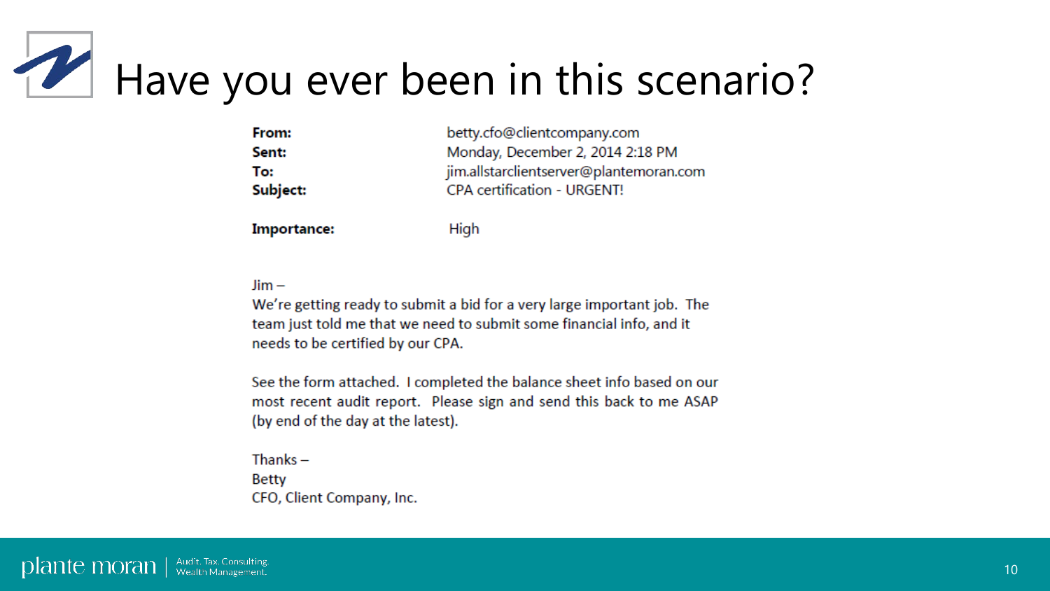# Have you ever been in this scenario?

**From:** betty.cfo@clientcompany.com
**Sent:** Monday, December 2, 2014 2:18 PM
**To:** jim.allstarclientserver@plantemoran.com
**Subject:** CPA certification - URGENT!

**Importance:** High

Jim –
We're getting ready to submit a bid for a very large important job. The team just told me that we need to submit some financial info, and it needs to be certified by our CPA.

See the form attached. I completed the balance sheet info based on our most recent audit report. Please sign and send this back to me ASAP (by end of the day at the latest).

Thanks –
Betty
CFO, Client Company, Inc.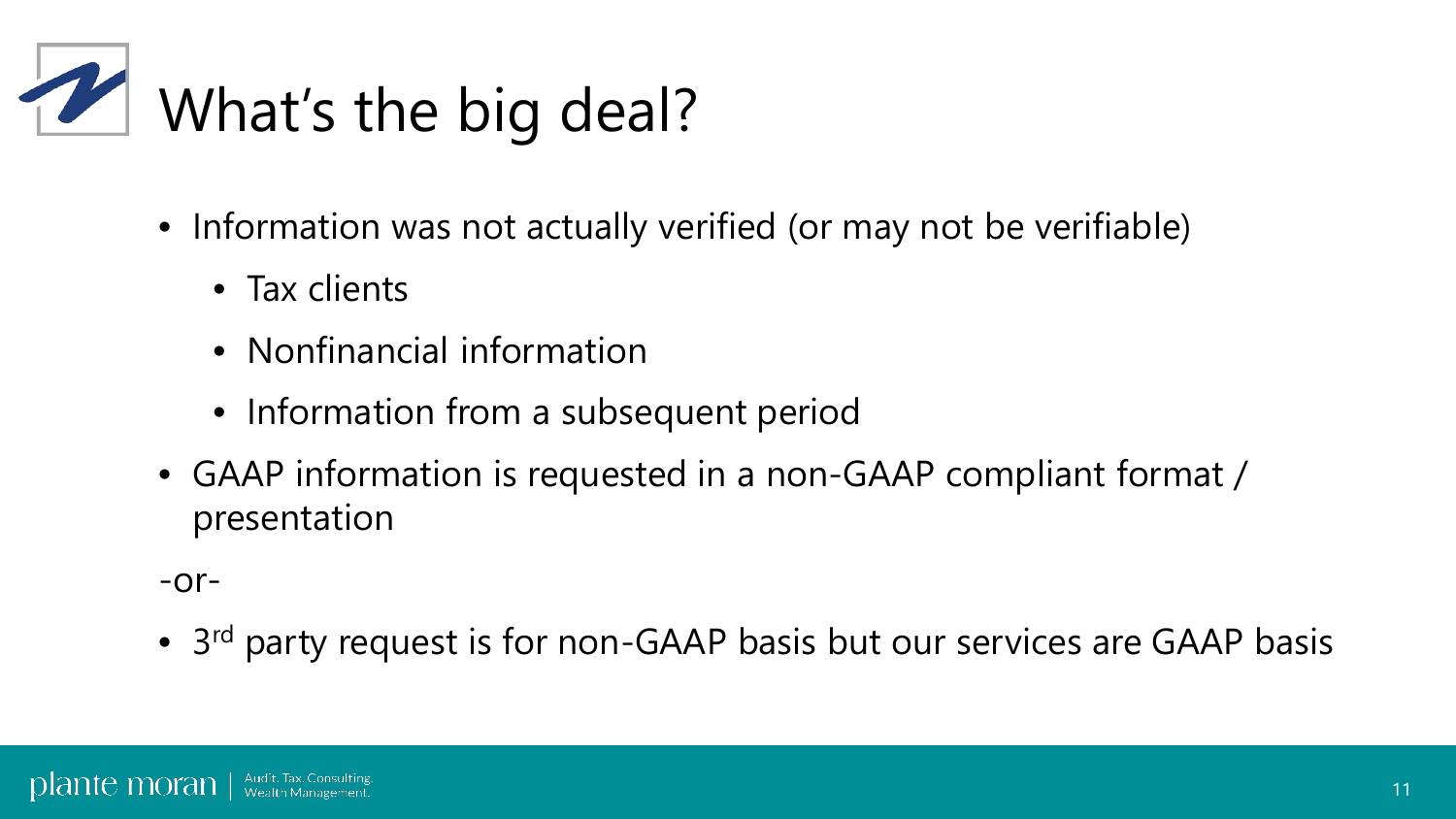# What's the big deal?

- Information was not actually verified (or may not be verifiable)
  - Tax clients
  - Nonfinancial information
  - Information from a subsequent period
- GAAP information is requested in a non-GAAP compliant format / presentation

-or-

- 3rd party request is for non-GAAP basis but our services are GAAP basis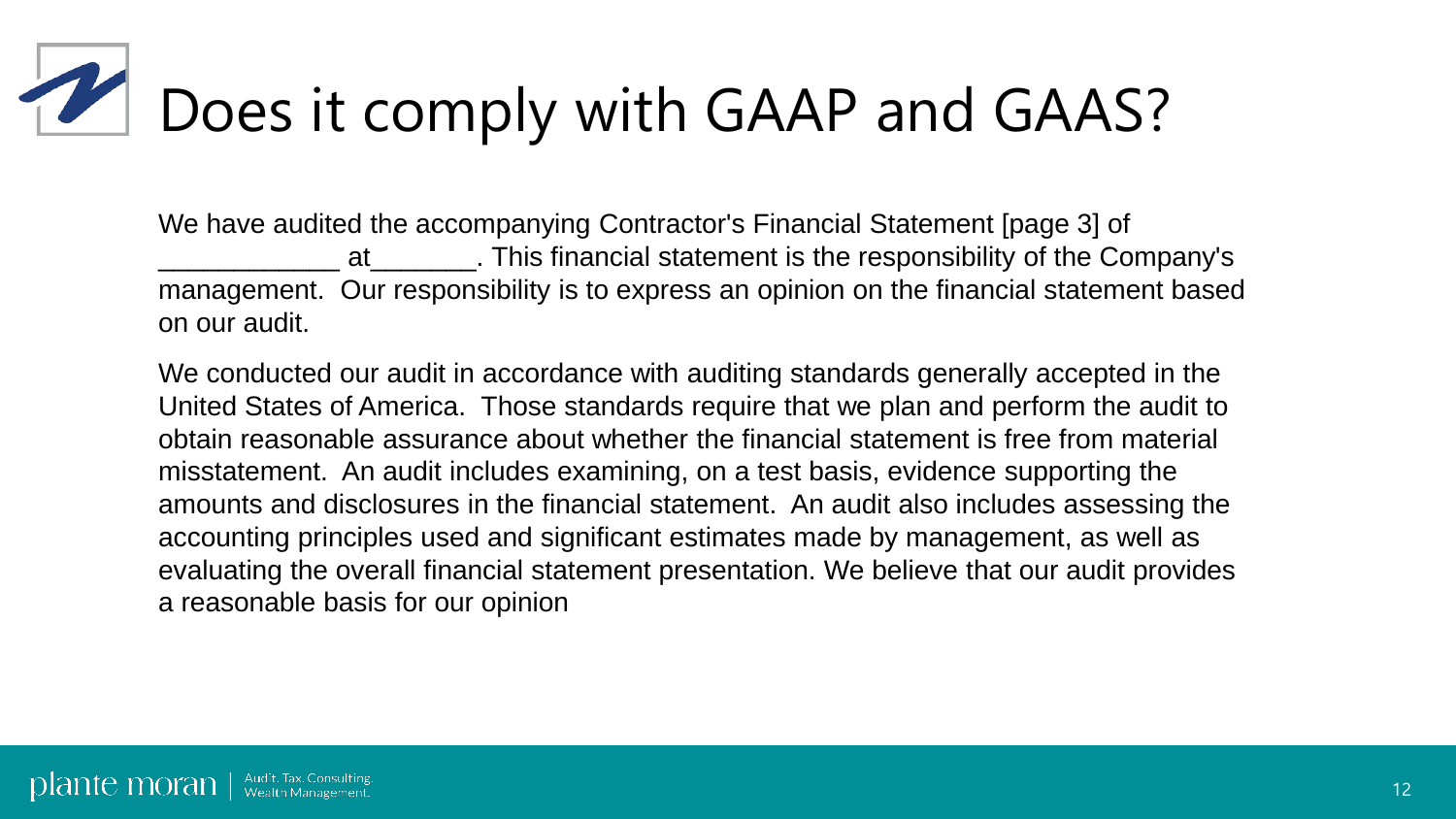# Does it comply with GAAP and GAAS?

We have audited the accompanying Contractor's Financial Statement [page 3] of ___________ at_______. This financial statement is the responsibility of the Company's management. Our responsibility is to express an opinion on the financial statement based on our audit.

We conducted our audit in accordance with auditing standards generally accepted in the United States of America. Those standards require that we plan and perform the audit to obtain reasonable assurance about whether the financial statement is free from material misstatement. An audit includes examining, on a test basis, evidence supporting the amounts and disclosures in the financial statement. An audit also includes assessing the accounting principles used and significant estimates made by management, as well as evaluating the overall financial statement presentation. We believe that our audit provides a reasonable basis for our opinion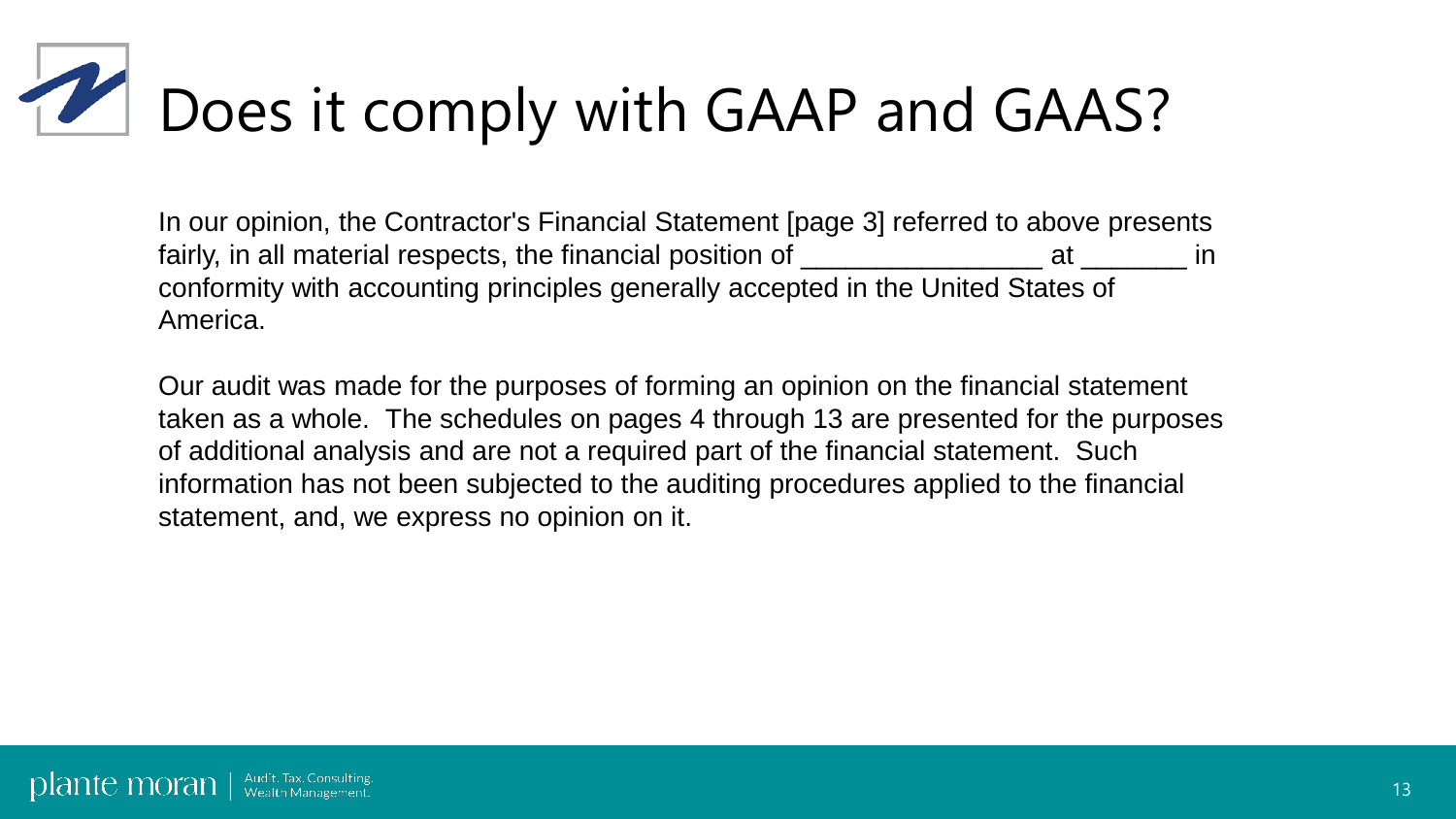# Does it comply with GAAP and GAAS?

In our opinion, the Contractor's Financial Statement [page 3] referred to above presents fairly, in all material respects, the financial position of ________________ at _______ in conformity with accounting principles generally accepted in the United States of America.

Our audit was made for the purposes of forming an opinion on the financial statement taken as a whole. The schedules on pages 4 through 13 are presented for the purposes of additional analysis and are not a required part of the financial statement. Such information has not been subjected to the auditing procedures applied to the financial statement, and, we express no opinion on it.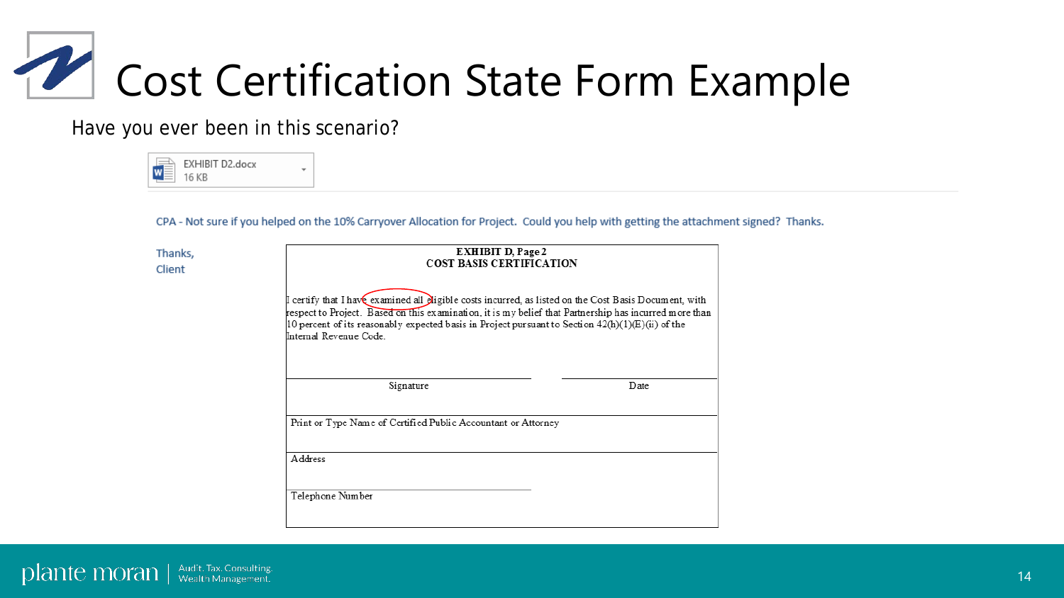# Cost Certification State Form Example

Have you ever been in this scenario?

EXHIBIT D2.docx
16 KB

CPA - Not sure if you helped on the 10% Carryover Allocation for Project. Could you help with getting the attachment signed? Thanks.

Thanks,
Client

**EXHIBIT D, Page 2**
**COST BASIS CERTIFICATION**

I certify that I have examined all eligible costs incurred, as listed on the Cost Basis Document, with respect to Project. Based on this examination, it is my belief that Partnership has incurred more than 10 percent of its reasonably expected basis in Project pursuant to Section 42(h)(1)(E)(ii) of the Internal Revenue Code.

Signature

Date

Print or Type Name of Certified Public Accountant or Attorney

Address

Telephone Number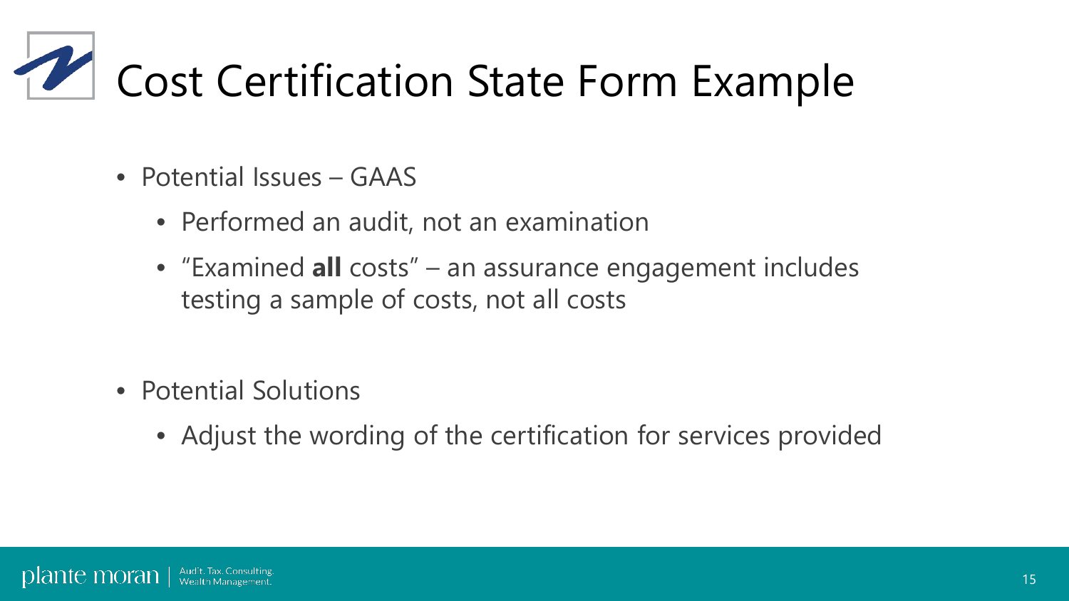# Cost Certification State Form Example

- Potential Issues – GAAS
  - Performed an audit, not an examination
  - "Examined **all** costs" – an assurance engagement includes testing a sample of costs, not all costs

- Potential Solutions
  - Adjust the wording of the certification for services provided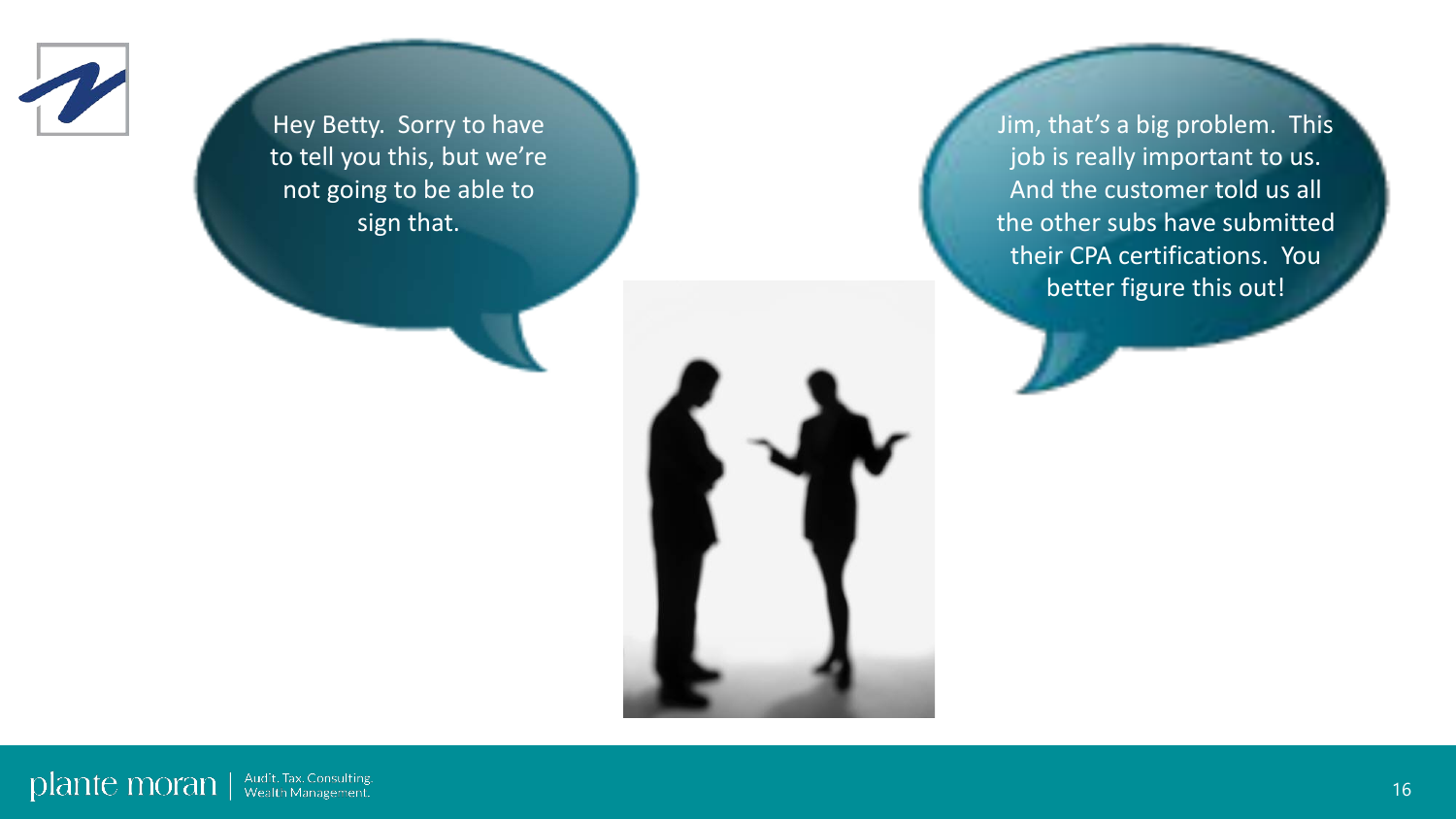Hey Betty. Sorry to have to tell you this, but we're not going to be able to sign that.

Jim, that's a big problem. This job is really important to us. And the customer told us all the other subs have submitted their CPA certifications. You better figure this out!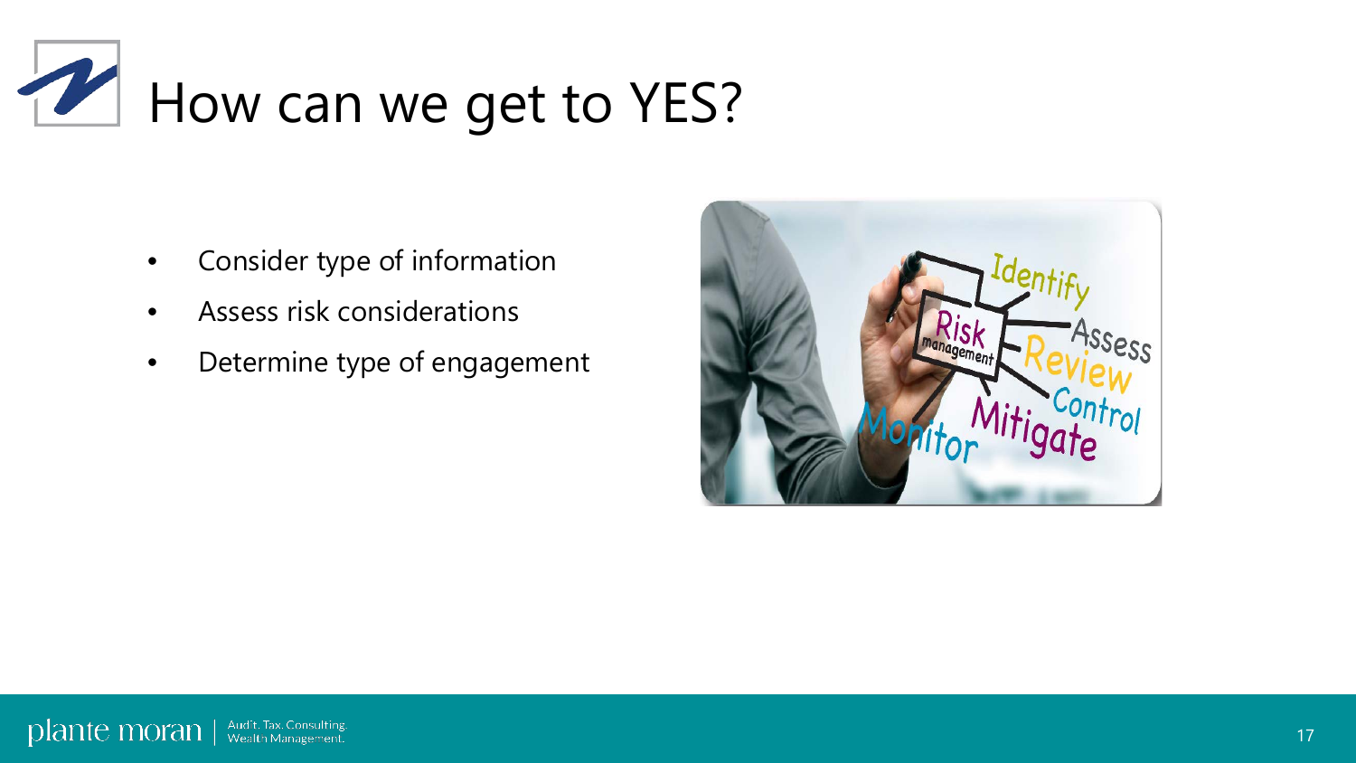# How can we get to YES?

- Consider type of information
- Assess risk considerations
- Determine type of engagement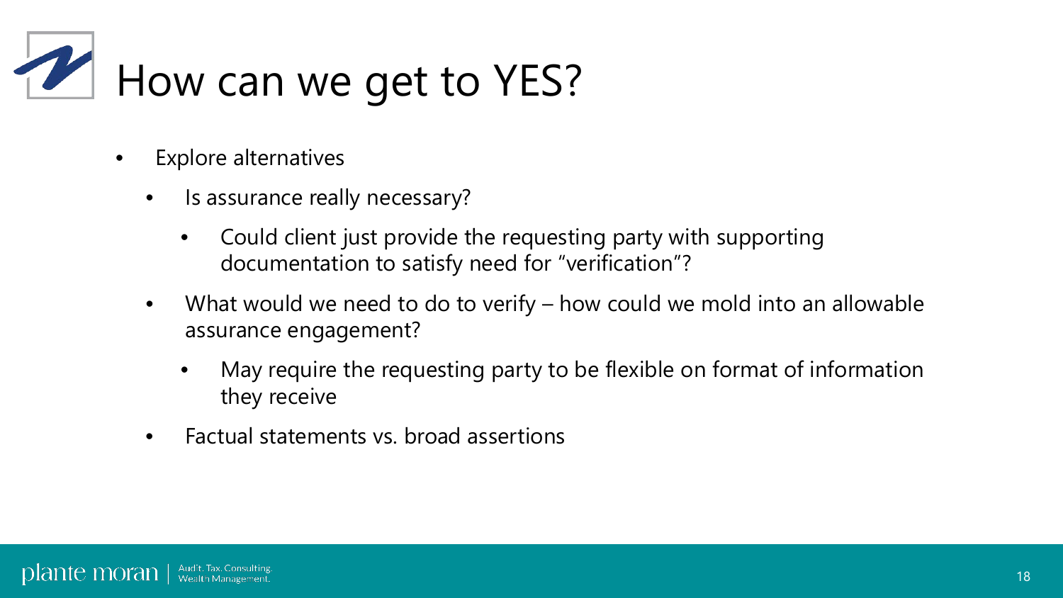# How can we get to YES?

- Explore alternatives
  - Is assurance really necessary?
    - Could client just provide the requesting party with supporting documentation to satisfy need for "verification"?
  - What would we need to do to verify – how could we mold into an allowable assurance engagement?
    - May require the requesting party to be flexible on format of information they receive
  - Factual statements vs. broad assertions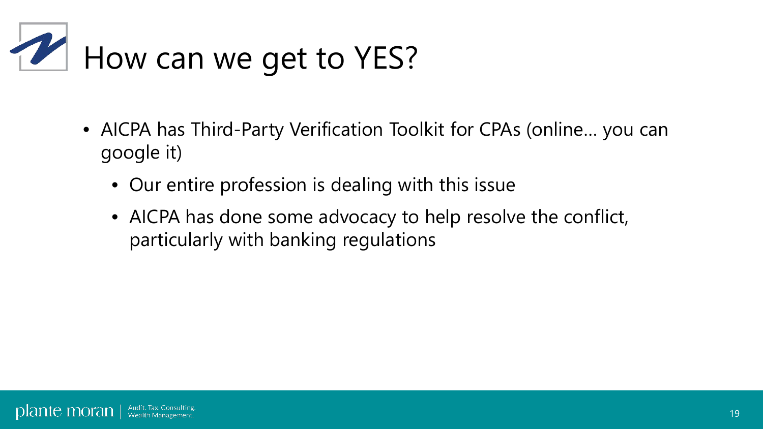# How can we get to YES?

- AICPA has Third-Party Verification Toolkit for CPAs (online… you can google it)
  - Our entire profession is dealing with this issue
  - AICPA has done some advocacy to help resolve the conflict, particularly with banking regulations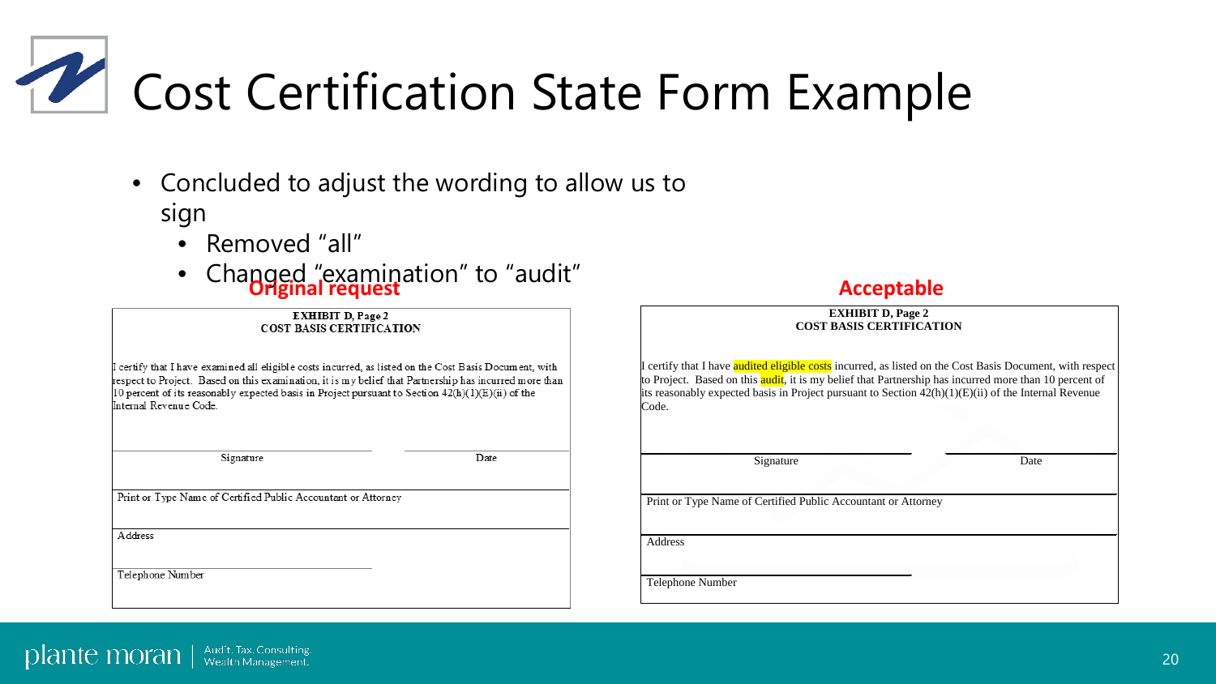# Cost Certification State Form Example

- Concluded to adjust the wording to allow us to sign
  - Removed "all"
  - Changed "examination" to "audit"

**Original request**

**EXHIBIT D, Page 2**
**COST BASIS CERTIFICATION**

I certify that I have examined all eligible costs incurred, as listed on the Cost Basis Document, with respect to Project. Based on this examination, it is my belief that Partnership has incurred more than 10 percent of its reasonably expected basis in Project pursuant to Section 42(h)(1)(E)(ii) of the Internal Revenue Code.

Signature &emsp;&emsp; Date

Print or Type Name of Certified Public Accountant or Attorney

Address

Telephone Number

**Acceptable**

**EXHIBIT D, Page 2**
**COST BASIS CERTIFICATION**

I certify that I have audited eligible costs incurred, as listed on the Cost Basis Document, with respect to Project. Based on this audit, it is my belief that Partnership has incurred more than 10 percent of its reasonably expected basis in Project pursuant to Section 42(h)(1)(E)(ii) of the Internal Revenue Code.

Signature &emsp;&emsp; Date

Print or Type Name of Certified Public Accountant or Attorney

Address

Telephone Number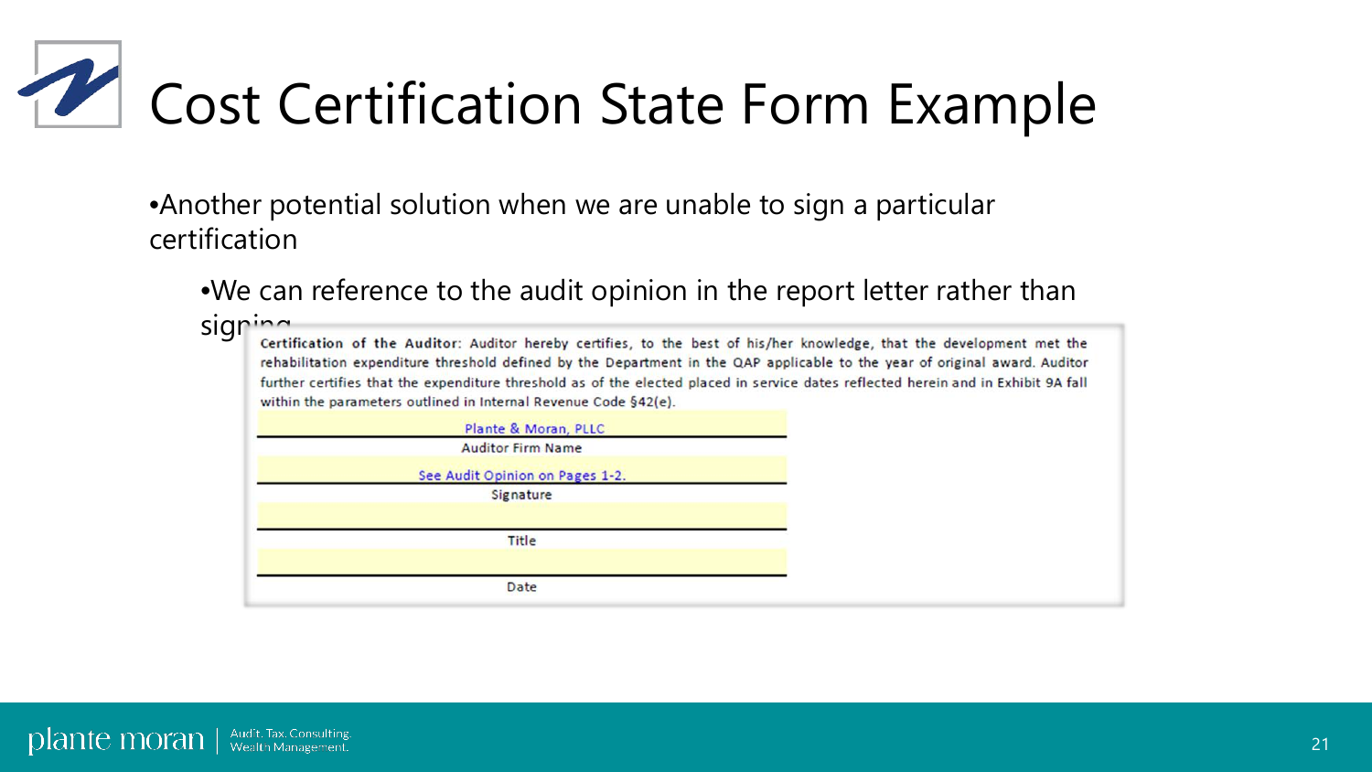# Cost Certification State Form Example

- Another potential solution when we are unable to sign a particular certification
  - We can reference to the audit opinion in the report letter rather than signing

**Certification of the Auditor:** Auditor hereby certifies, to the best of his/her knowledge, that the development met the rehabilitation expenditure threshold defined by the Department in the QAP applicable to the year of original award. Auditor further certifies that the expenditure threshold as of the elected placed in service dates reflected herein and in Exhibit 9A fall within the parameters outlined in Internal Revenue Code §42(e).

Plante & Moran, PLLC
Auditor Firm Name

See Audit Opinion on Pages 1-2.
Signature

Title

Date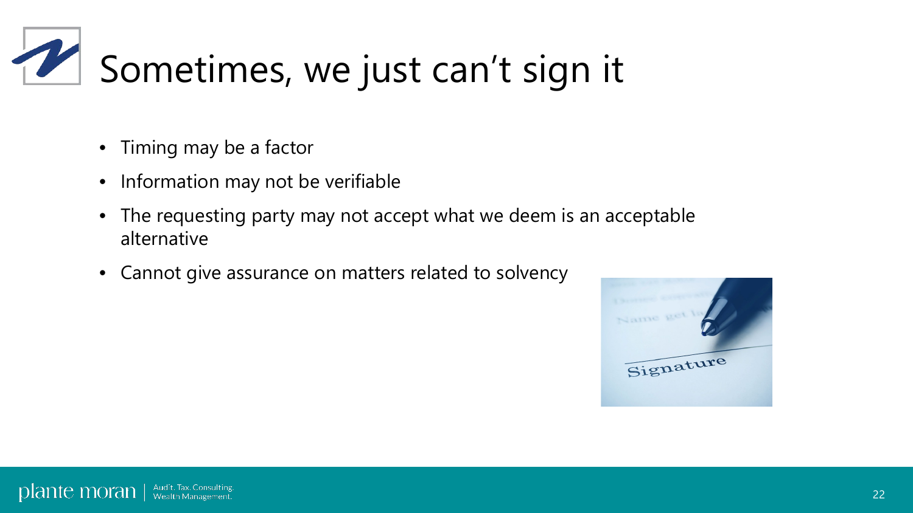# Sometimes, we just can't sign it

- Timing may be a factor
- Information may not be verifiable
- The requesting party may not accept what we deem is an acceptable alternative
- Cannot give assurance on matters related to solvency